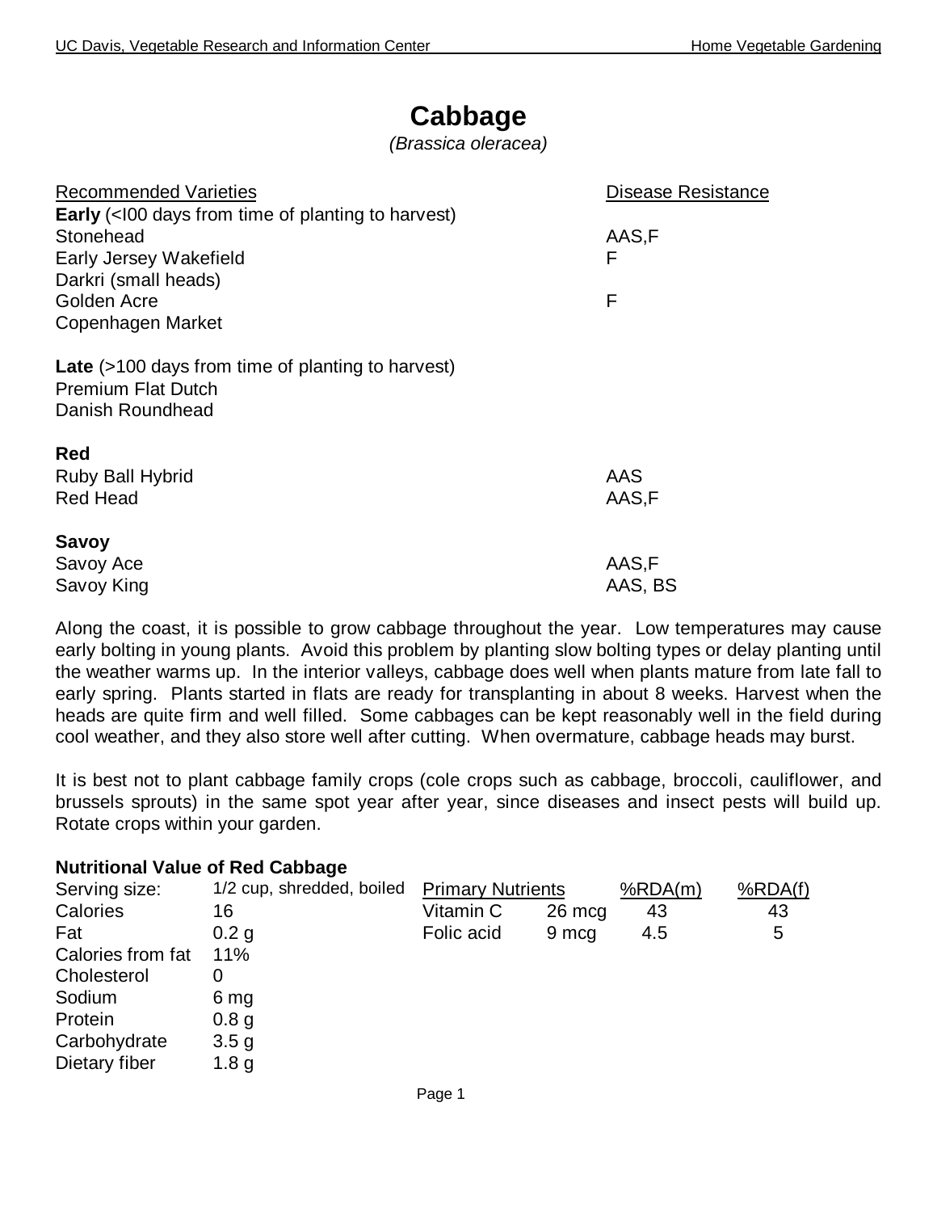# Cabbage

*(Brassica oleracea)*

| Recommended Varieties | Disease Resistance |
|---|---|
| **Early** (<I00 days from time of planting to harvest) | |
| Stonehead | AAS,F |
| Early Jersey Wakefield | F |
| Darkri (small heads) | |
| Golden Acre | F |
| Copenhagen Market | |
| **Late** (>100 days from time of planting to harvest) | |
| Premium Flat Dutch | |
| Danish Roundhead | |
| **Red** | |
| Ruby Ball Hybrid | AAS |
| Red Head | AAS,F |
| **Savoy** | |
| Savoy Ace | AAS,F |
| Savoy King | AAS, BS |

Along the coast, it is possible to grow cabbage throughout the year. Low temperatures may cause early bolting in young plants. Avoid this problem by planting slow bolting types or delay planting until the weather warms up. In the interior valleys, cabbage does well when plants mature from late fall to early spring. Plants started in flats are ready for transplanting in about 8 weeks. Harvest when the heads are quite firm and well filled. Some cabbages can be kept reasonably well in the field during cool weather, and they also store well after cutting. When overmature, cabbage heads may burst.

It is best not to plant cabbage family crops (cole crops such as cabbage, broccoli, cauliflower, and brussels sprouts) in the same spot year after year, since diseases and insect pests will build up. Rotate crops within your garden.

**Nutritional Value of Red Cabbage**

| Serving size: | 1/2 cup, shredded, boiled | Primary Nutrients | | %RDA(m) | %RDA(f) |
|---|---|---|---|---|---|
| Calories | 16 | Vitamin C | 26 mcg | 43 | 43 |
| Fat | 0.2 g | Folic acid | 9 mcg | 4.5 | 5 |
| Calories from fat | 11% | | | | |
| Cholesterol | 0 | | | | |
| Sodium | 6 mg | | | | |
| Protein | 0.8 g | | | | |
| Carbohydrate | 3.5 g | | | | |
| Dietary fiber | 1.8 g | | | | |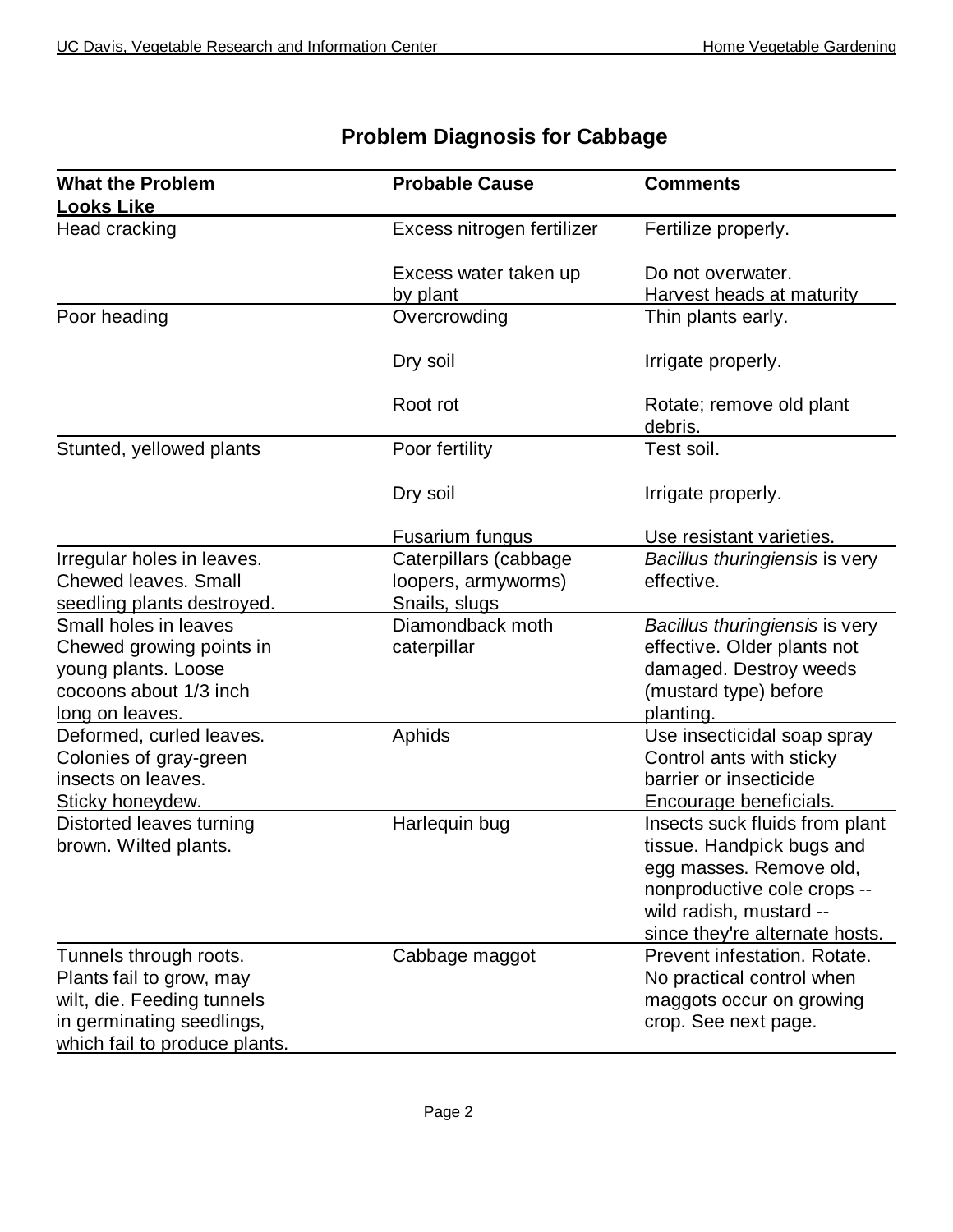## Problem Diagnosis for Cabbage

| What the Problem Looks Like | Probable Cause | Comments |
|---|---|---|
| Head cracking | Excess nitrogen fertilizer | Fertilize properly. |
| | Excess water taken up by plant | Do not overwater. Harvest heads at maturity |
| Poor heading | Overcrowding | Thin plants early. |
| | Dry soil | Irrigate properly. |
| | Root rot | Rotate; remove old plant debris. |
| Stunted, yellowed plants | Poor fertility | Test soil. |
| | Dry soil | Irrigate properly. |
| | Fusarium fungus | Use resistant varieties. |
| Irregular holes in leaves. Chewed leaves. Small seedling plants destroyed. | Caterpillars (cabbage loopers, armyworms) Snails, slugs | *Bacillus thuringiensis* is very effective. |
| Small holes in leaves Chewed growing points in young plants. Loose cocoons about 1/3 inch long on leaves. | Diamondback moth caterpillar | *Bacillus thuringiensis* is very effective. Older plants not damaged. Destroy weeds (mustard type) before planting. |
| Deformed, curled leaves. Colonies of gray-green insects on leaves. Sticky honeydew. | Aphids | Use insecticidal soap spray Control ants with sticky barrier or insecticide Encourage beneficials. |
| Distorted leaves turning brown. Wilted plants. | Harlequin bug | Insects suck fluids from plant tissue. Handpick bugs and egg masses. Remove old, nonproductive cole crops -- wild radish, mustard -- since they're alternate hosts. |
| Tunnels through roots. Plants fail to grow, may wilt, die. Feeding tunnels in germinating seedlings, which fail to produce plants. | Cabbage maggot | Prevent infestation. Rotate. No practical control when maggots occur on growing crop. See next page. |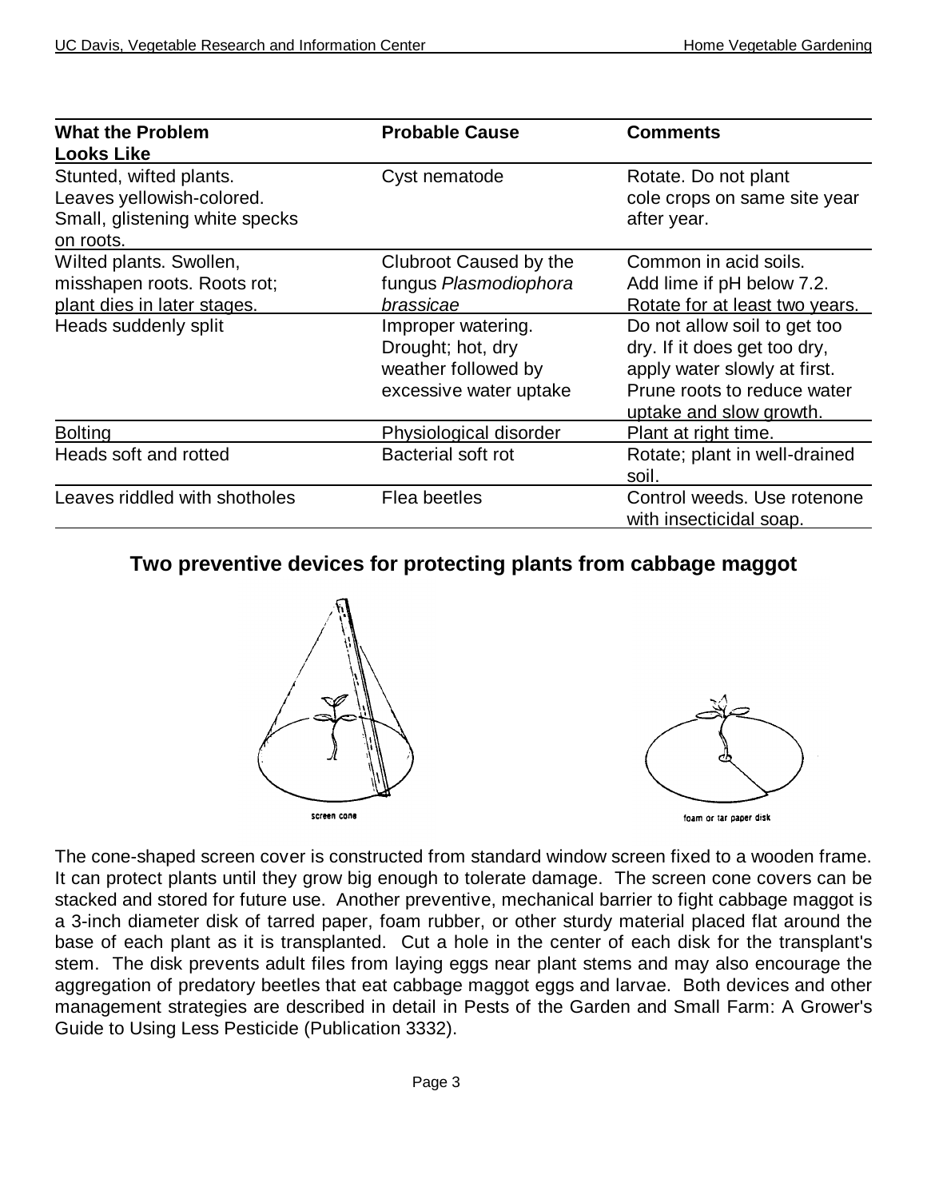| What the Problem Looks Like | Probable Cause | Comments |
|---|---|---|
| Stunted, wifted plants. Leaves yellowish-colored. Small, glistening white specks on roots. | Cyst nematode | Rotate. Do not plant cole crops on same site year after year. |
| Wilted plants. Swollen, misshapen roots. Roots rot; plant dies in later stages. | Clubroot Caused by the fungus *Plasmodiophora brassicae* | Common in acid soils. Add lime if pH below 7.2. Rotate for at least two years. |
| Heads suddenly split | Improper watering. Drought; hot, dry weather followed by excessive water uptake | Do not allow soil to get too dry. If it does get too dry, apply water slowly at first. Prune roots to reduce water uptake and slow growth. |
| Bolting | Physiological disorder | Plant at right time. |
| Heads soft and rotted | Bacterial soft rot | Rotate; plant in well-drained soil. |
| Leaves riddled with shotholes | Flea beetles | Control weeds. Use rotenone with insecticidal soap. |

## Two preventive devices for protecting plants from cabbage maggot

screen cone

foam or tar paper disk

The cone-shaped screen cover is constructed from standard window screen fixed to a wooden frame. It can protect plants until they grow big enough to tolerate damage. The screen cone covers can be stacked and stored for future use. Another preventive, mechanical barrier to fight cabbage maggot is a 3-inch diameter disk of tarred paper, foam rubber, or other sturdy material placed flat around the base of each plant as it is transplanted. Cut a hole in the center of each disk for the transplant's stem. The disk prevents adult files from laying eggs near plant stems and may also encourage the aggregation of predatory beetles that eat cabbage maggot eggs and larvae. Both devices and other management strategies are described in detail in Pests of the Garden and Small Farm: A Grower's Guide to Using Less Pesticide (Publication 3332).